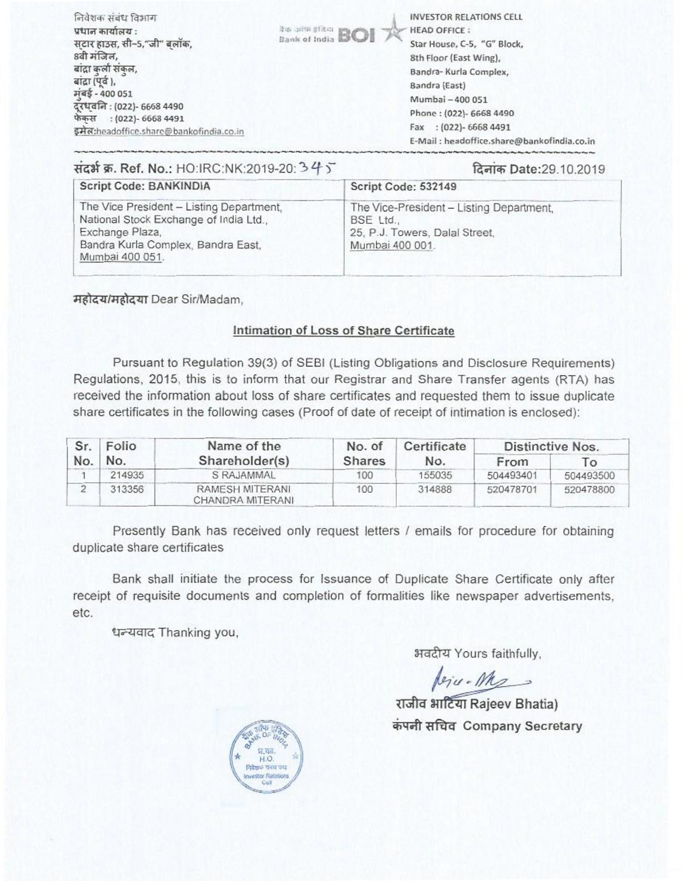निवेशक संबंध विभाग
प्रधान कार्यालय :
स्टार हाउस, सी-5,"जी" ब्लॉक,
8वी मंजिल,
बांद्रा कुर्ला संकुल,
बांद्रा (पूर्व ),
मुंबई - 400 051
दूरध्वनि : (022)- 6668 4490
फेक्स : (022)- 6668 4491
इमेल:headoffice.share@bankofindia.co.in

बैंक ऑफ इंडिया Bank of India BOI

INVESTOR RELATIONS CELL
HEAD OFFICE :
Star House, C-5, "G" Block,
8th Floor (East Wing),
Bandra- Kurla Complex,
Bandra (East)
Mumbai – 400 051
Phone : (022)- 6668 4490
Fax : (022)- 6668 4491
E-Mail : headoffice.share@bankofindia.co.in

संदर्भ क्र. Ref. No.: HO:IRC:NK:2019-20: 345

दिनांक Date:29.10.2019

| Script Code: BANKINDIA | Script Code: 532149 |
|---|---|
| The Vice President – Listing Department, National Stock Exchange of India Ltd., Exchange Plaza, Bandra Kurla Complex, Bandra East, Mumbai 400 051. | The Vice-President – Listing Department, BSE Ltd., 25, P.J. Towers, Dalal Street, Mumbai 400 001. |

महोदय/महोदया Dear Sir/Madam,

## Intimation of Loss of Share Certificate

Pursuant to Regulation 39(3) of SEBI (Listing Obligations and Disclosure Requirements) Regulations, 2015, this is to inform that our Registrar and Share Transfer agents (RTA) has received the information about loss of share certificates and requested them to issue duplicate share certificates in the following cases (Proof of date of receipt of intimation is enclosed):

| Sr. No. | Folio No. | Name of the Shareholder(s) | No. of Shares | Certificate No. | Distinctive Nos. | |
|---|---|---|---|---|---|---|
| | | | | | From | To |
| 1 | 214935 | S RAJAMMAL | 100 | 155035 | 504493401 | 504493500 |
| 2 | 313356 | RAMESH MITERANI CHANDRA MITERANI | 100 | 314888 | 520478701 | 520478800 |

Presently Bank has received only request letters / emails for procedure for obtaining duplicate share certificates

Bank shall initiate the process for Issuance of Duplicate Share Certificate only after receipt of requisite documents and completion of formalities like newspaper advertisements, etc.

धन्यवाद Thanking you,

भवदीय Yours faithfully,

राजीव भाटिया Rajeev Bhatia)
कंपनी सचिव Company Secretary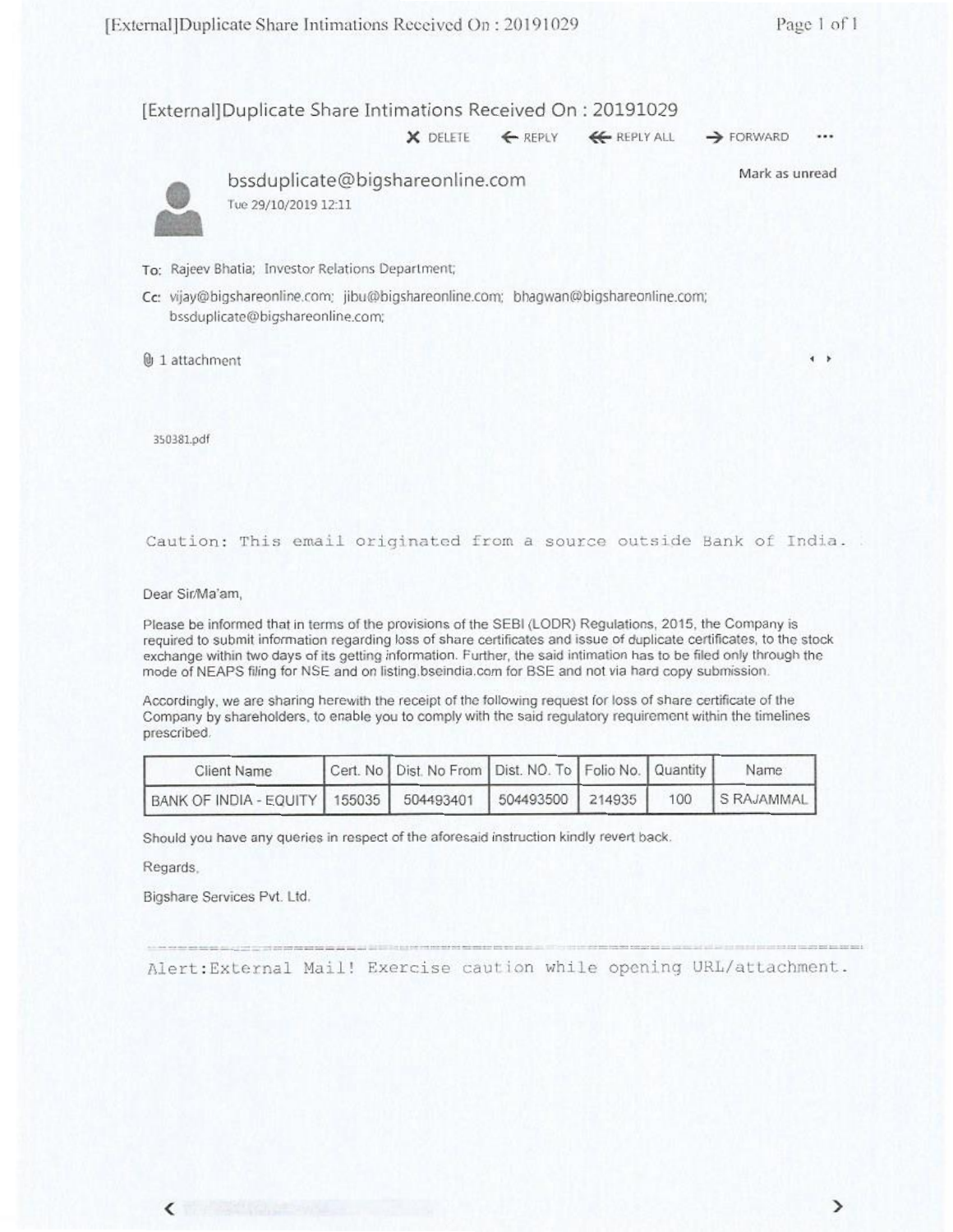# [External]Duplicate Share Intimations Received On : 20191029

✕ DELETE ← REPLY ⇐ REPLY ALL → FORWARD ···

**bssduplicate@bigshareonline.com**
Tue 29/10/2019 12:11

Mark as unread

To: Rajeev Bhatia; Investor Relations Department;

Cc: vijay@bigshareonline.com; jibu@bigshareonline.com; bhagwan@bigshareonline.com; bssduplicate@bigshareonline.com;

1 attachment

350381.pdf

Caution: This email originated from a source outside Bank of India.

Dear Sir/Ma'am,

Please be informed that in terms of the provisions of the SEBI (LODR) Regulations, 2015, the Company is required to submit information regarding loss of share certificates and issue of duplicate certificates, to the stock exchange within two days of its getting information. Further, the said intimation has to be filed only through the mode of NEAPS filing for NSE and on listing.bseindia.com for BSE and not via hard copy submission.

Accordingly, we are sharing herewith the receipt of the following request for loss of share certificate of the Company by shareholders, to enable you to comply with the said regulatory requirement within the timelines prescribed.

| Client Name | Cert. No | Dist. No From | Dist. NO. To | Folio No. | Quantity | Name |
|---|---|---|---|---|---|---|
| BANK OF INDIA - EQUITY | 155035 | 504493401 | 504493500 | 214935 | 100 | S RAJAMMAL |

Should you have any queries in respect of the aforesaid instruction kindly revert back.

Regards,

Bigshare Services Pvt. Ltd.

Alert:External Mail! Exercise caution while opening URL/attachment.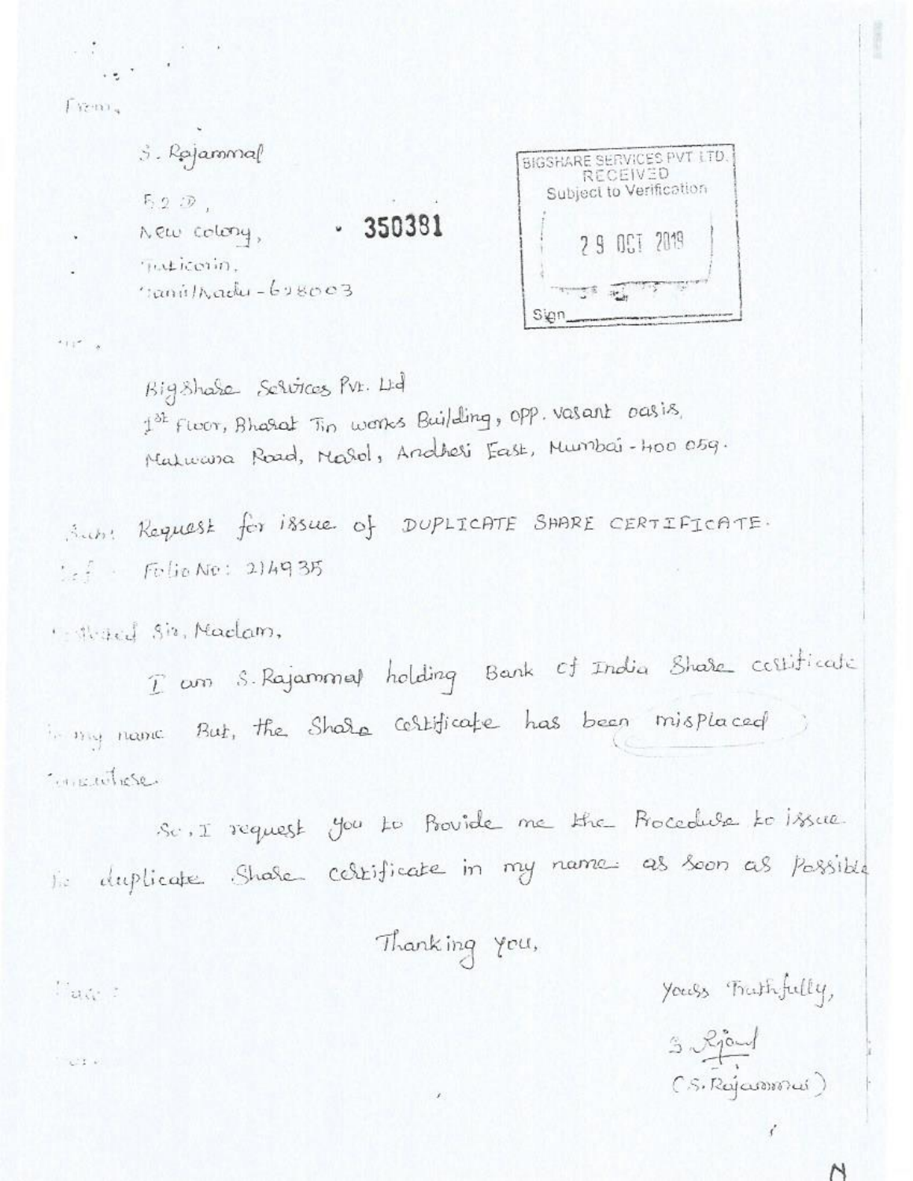From,

S. Rajammal

5 2 D,

New colony,

Tuticorin,

TamilNadu - 628003

350381

BIGSHARE SERVICES PVT LTD.
RECEIVED
Subject to Verification

29 OCT 2019

Sign

To,

BigShare Services Pvt. Ltd

1st Floor, Bharat Tin works Building, opp. vasant oasis,

Makwana Road, Marol, Andheri East, Mumbai - 400 059.

Sub: Request for issue of DUPLICATE SHARE CERTIFICATE.

Ref: Folio No: 214935

Respected Sir, Madam,

I am S. Rajammal holding Bank of India Share certificate in my name But, the Share certificate has been misplaced somewhere.

So, I request you to Provide me the Procedure to issue the duplicate Share certificate in my name as soon as Possible

Thanking you,

Place :

Date :

Yours Truthfully,

S. Rjaml

(S. Rajammal)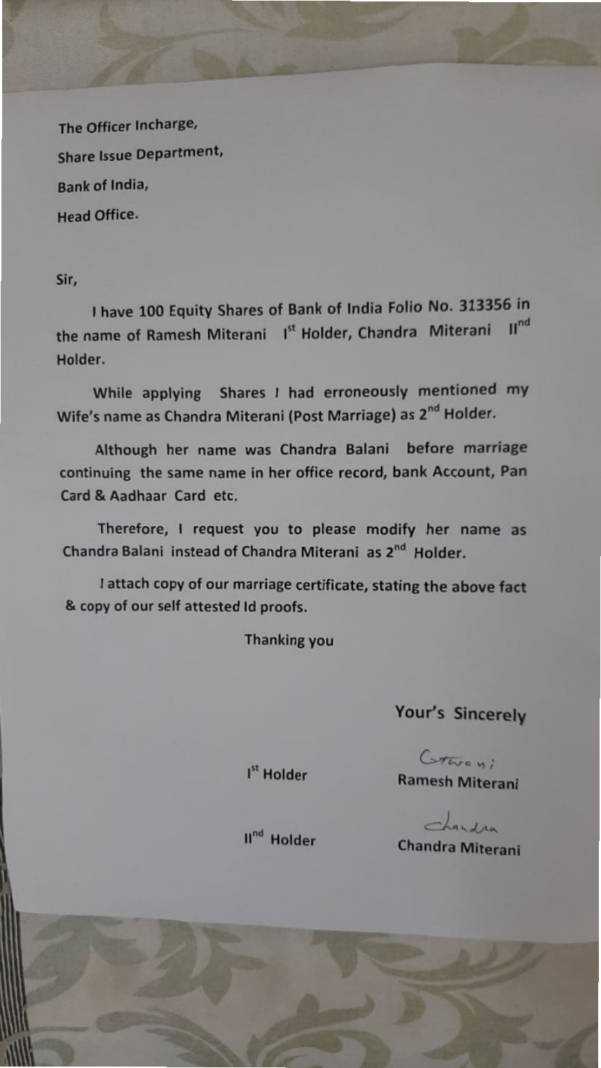The Officer Incharge,

Share Issue Department,

Bank of India,

Head Office.

Sir,

I have 100 Equity Shares of Bank of India Folio No. 313356 in the name of Ramesh Miterani I[st] Holder, Chandra Miterani II[nd] Holder.

While applying Shares I had erroneously mentioned my Wife's name as Chandra Miterani (Post Marriage) as 2[nd] Holder.

Although her name was Chandra Balani before marriage continuing the same name in her office record, bank Account, Pan Card & Aadhaar Card etc.

Therefore, I request you to please modify her name as Chandra Balani instead of Chandra Miterani as 2[nd] Holder.

I attach copy of our marriage certificate, stating the above fact & copy of our self attested Id proofs.

Thanking you

Your's Sincerely

I[st] Holder — Ramesh Miterani

II[nd] Holder — Chandra Miterani